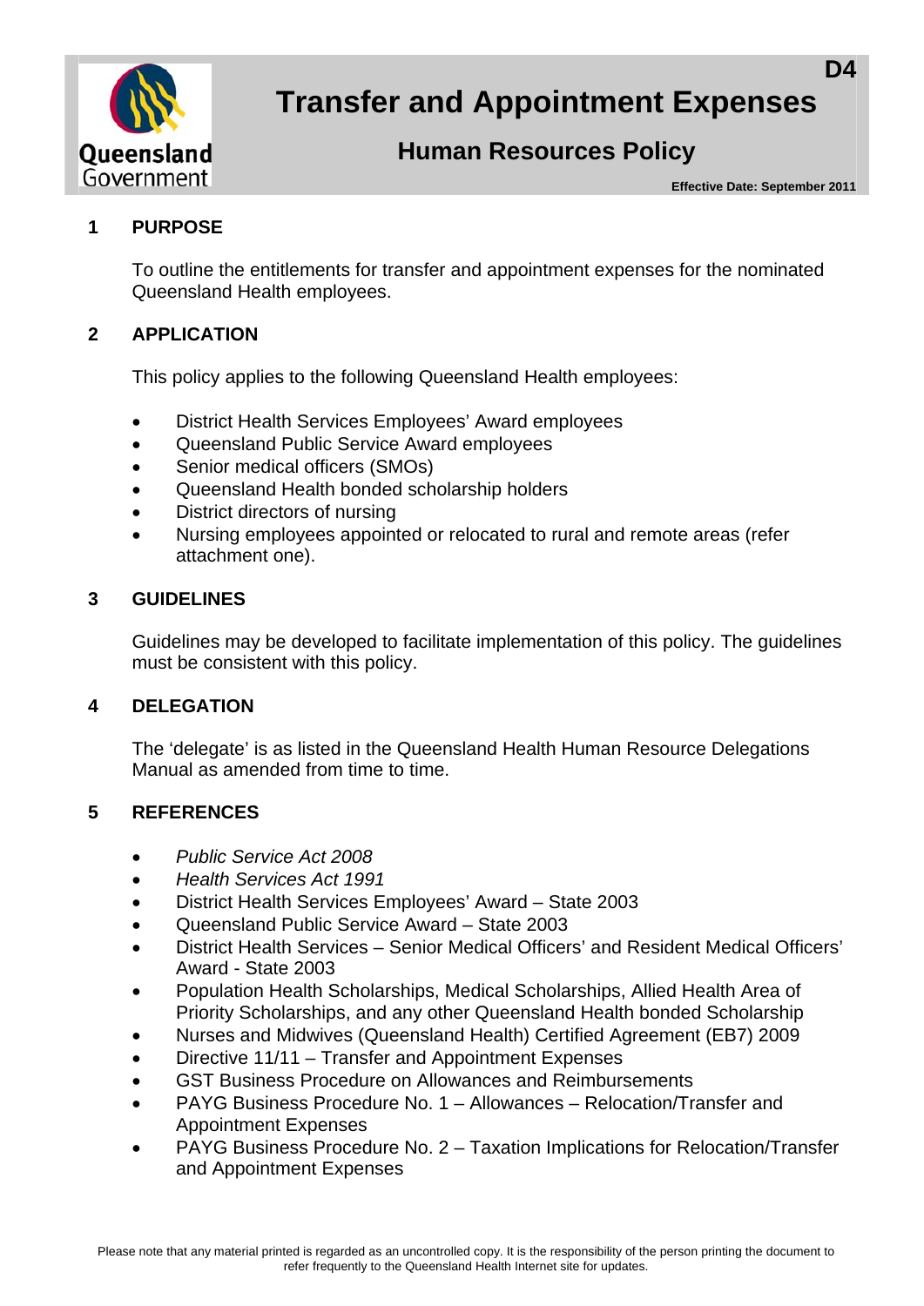D4

# Transfer and Appointment Expenses

## Human Resources Policy

**Effective Date: September 2011**

## 1 PURPOSE

To outline the entitlements for transfer and appointment expenses for the nominated Queensland Health employees.

## 2 APPLICATION

This policy applies to the following Queensland Health employees:

- District Health Services Employees' Award employees
- Queensland Public Service Award employees
- Senior medical officers (SMOs)
- Queensland Health bonded scholarship holders
- District directors of nursing
- Nursing employees appointed or relocated to rural and remote areas (refer attachment one).

## 3 GUIDELINES

Guidelines may be developed to facilitate implementation of this policy. The guidelines must be consistent with this policy.

## 4 DELEGATION

The 'delegate' is as listed in the Queensland Health Human Resource Delegations Manual as amended from time to time.

## 5 REFERENCES

- *Public Service Act 2008*
- *Health Services Act 1991*
- District Health Services Employees' Award – State 2003
- Queensland Public Service Award – State 2003
- District Health Services – Senior Medical Officers' and Resident Medical Officers' Award - State 2003
- Population Health Scholarships, Medical Scholarships, Allied Health Area of Priority Scholarships, and any other Queensland Health bonded Scholarship
- Nurses and Midwives (Queensland Health) Certified Agreement (EB7) 2009
- Directive 11/11 – Transfer and Appointment Expenses
- GST Business Procedure on Allowances and Reimbursements
- PAYG Business Procedure No. 1 – Allowances – Relocation/Transfer and Appointment Expenses
- PAYG Business Procedure No. 2 – Taxation Implications for Relocation/Transfer and Appointment Expenses

Please note that any material printed is regarded as an uncontrolled copy. It is the responsibility of the person printing the document to refer frequently to the Queensland Health Internet site for updates.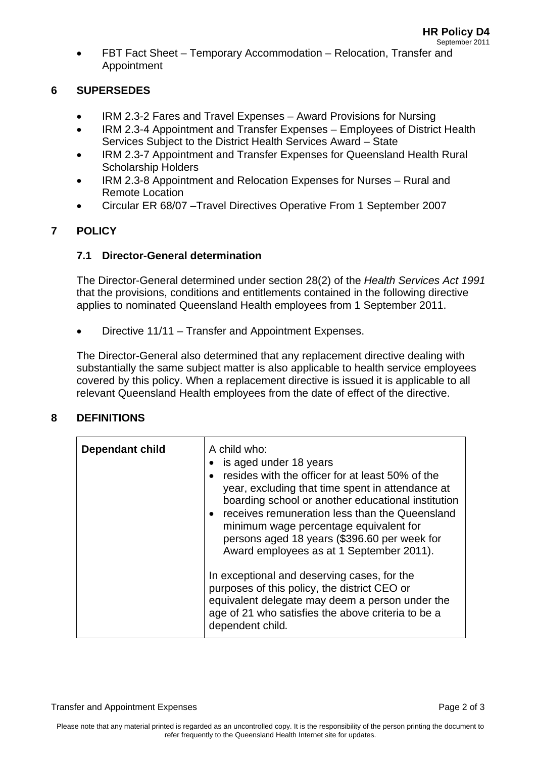- FBT Fact Sheet – Temporary Accommodation – Relocation, Transfer and Appointment

## 6 SUPERSEDES

- IRM 2.3-2 Fares and Travel Expenses – Award Provisions for Nursing
- IRM 2.3-4 Appointment and Transfer Expenses – Employees of District Health Services Subject to the District Health Services Award – State
- IRM 2.3-7 Appointment and Transfer Expenses for Queensland Health Rural Scholarship Holders
- IRM 2.3-8 Appointment and Relocation Expenses for Nurses – Rural and Remote Location
- Circular ER 68/07 –Travel Directives Operative From 1 September 2007

## 7 POLICY

### 7.1 Director-General determination

The Director-General determined under section 28(2) of the *Health Services Act 1991* that the provisions, conditions and entitlements contained in the following directive applies to nominated Queensland Health employees from 1 September 2011.

- Directive 11/11 – Transfer and Appointment Expenses.

The Director-General also determined that any replacement directive dealing with substantially the same subject matter is also applicable to health service employees covered by this policy. When a replacement directive is issued it is applicable to all relevant Queensland Health employees from the date of effect of the directive.

## 8 DEFINITIONS

| **Dependant child** | A child who:<br>• is aged under 18 years<br>• resides with the officer for at least 50% of the year, excluding that time spent in attendance at boarding school or another educational institution<br>• receives remuneration less than the Queensland minimum wage percentage equivalent for persons aged 18 years ($396.60 per week for Award employees as at 1 September 2011).<br><br>In exceptional and deserving cases, for the purposes of this policy, the district CEO or equivalent delegate may deem a person under the age of 21 who satisfies the above criteria to be a dependent child. |
|---|---|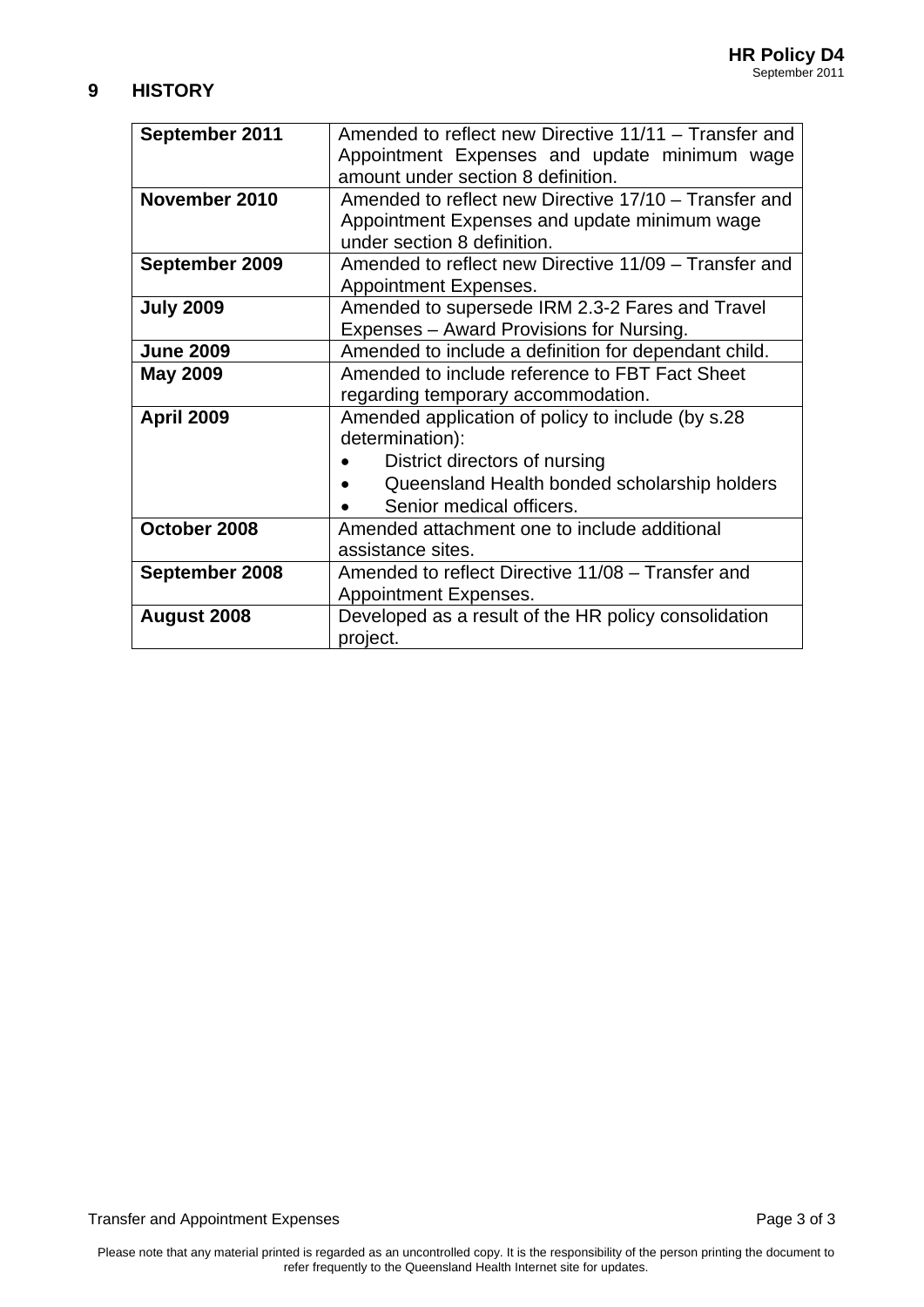## 9 HISTORY

| | |
|---|---|
| **September 2011** | Amended to reflect new Directive 11/11 – Transfer and Appointment Expenses and update minimum wage amount under section 8 definition. |
| **November 2010** | Amended to reflect new Directive 17/10 – Transfer and Appointment Expenses and update minimum wage under section 8 definition. |
| **September 2009** | Amended to reflect new Directive 11/09 – Transfer and Appointment Expenses. |
| **July 2009** | Amended to supersede IRM 2.3-2 Fares and Travel Expenses – Award Provisions for Nursing. |
| **June 2009** | Amended to include a definition for dependant child. |
| **May 2009** | Amended to include reference to FBT Fact Sheet regarding temporary accommodation. |
| **April 2009** | Amended application of policy to include (by s.28 determination):<br>• District directors of nursing<br>• Queensland Health bonded scholarship holders<br>• Senior medical officers. |
| **October 2008** | Amended attachment one to include additional assistance sites. |
| **September 2008** | Amended to reflect Directive 11/08 – Transfer and Appointment Expenses. |
| **August 2008** | Developed as a result of the HR policy consolidation project. |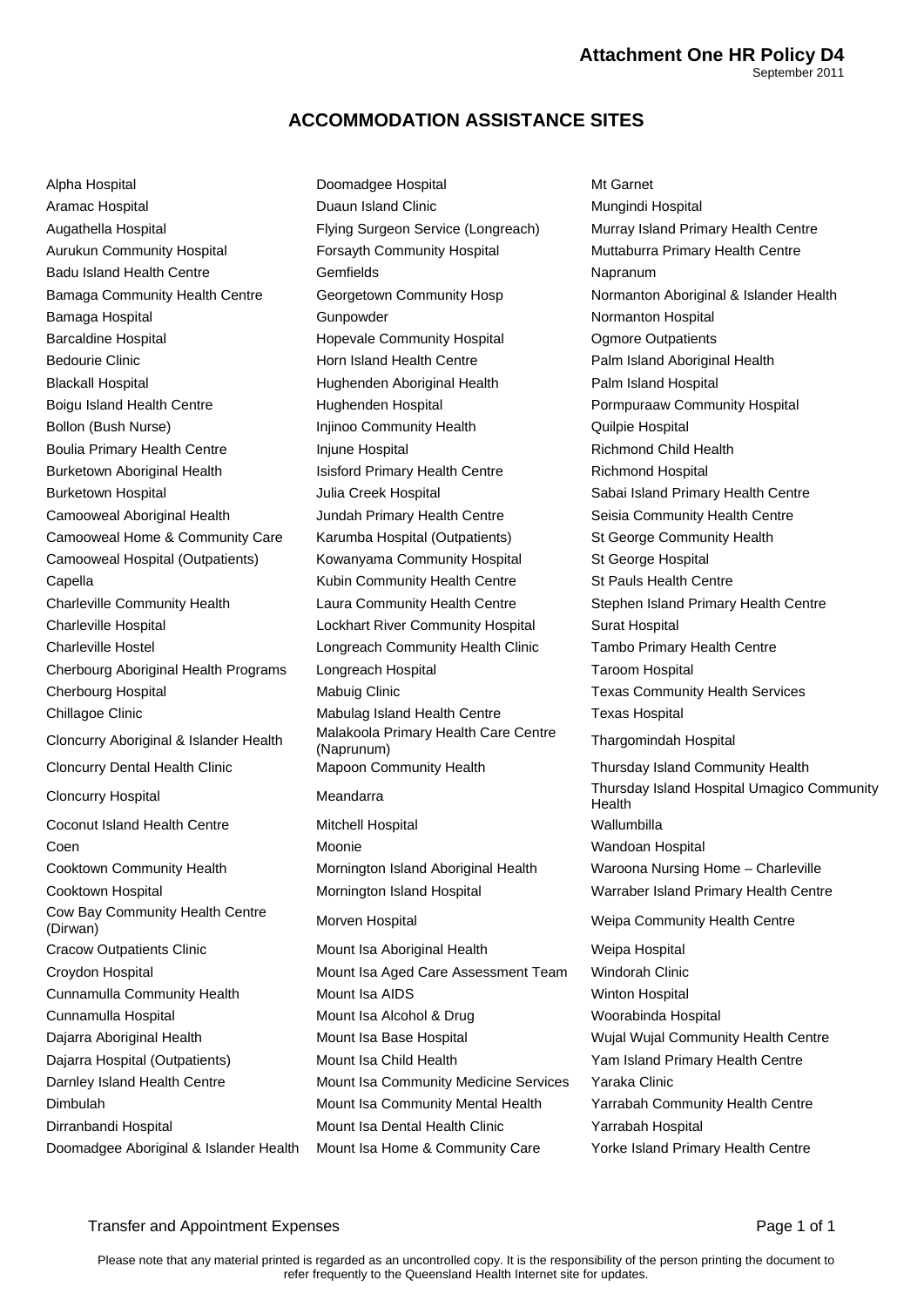**Attachment One HR Policy D4**
September 2011

# ACCOMMODATION ASSISTANCE SITES

Alpha Hospital
Aramac Hospital
Augathella Hospital
Aurukun Community Hospital
Badu Island Health Centre
Bamaga Community Health Centre
Bamaga Hospital
Barcaldine Hospital
Bedourie Clinic
Blackall Hospital
Boigu Island Health Centre
Bollon (Bush Nurse)
Boulia Primary Health Centre
Burketown Aboriginal Health
Burketown Hospital
Camooweal Aboriginal Health
Camooweal Home & Community Care
Camooweal Hospital (Outpatients)
Capella
Charleville Community Health
Charleville Hospital
Charleville Hostel
Cherbourg Aboriginal Health Programs
Cherbourg Hospital
Chillagoe Clinic
Cloncurry Aboriginal & Islander Health
Cloncurry Dental Health Clinic
Cloncurry Hospital
Coconut Island Health Centre
Coen
Cooktown Community Health
Cooktown Hospital
Cow Bay Community Health Centre (Dirwan)
Cracow Outpatients Clinic
Croydon Hospital
Cunnamulla Community Health
Cunnamulla Hospital
Dajarra Aboriginal Health
Dajarra Hospital (Outpatients)
Darnley Island Health Centre
Dimbulah
Dirranbandi Hospital
Doomadgee Aboriginal & Islander Health
Doomadgee Hospital
Duaun Island Clinic
Flying Surgeon Service (Longreach)
Forsayth Community Hospital
Gemfields
Georgetown Community Hosp
Gunpowder
Hopevale Community Hospital
Horn Island Health Centre
Hughenden Aboriginal Health
Hughenden Hospital
Injinoo Community Health
Injune Hospital
Isisford Primary Health Centre
Julia Creek Hospital
Jundah Primary Health Centre
Karumba Hospital (Outpatients)
Kowanyama Community Hospital
Kubin Community Health Centre
Laura Community Health Centre
Lockhart River Community Hospital
Longreach Community Health Clinic
Longreach Hospital
Mabuig Clinic
Mabulag Island Health Centre
Malakoola Primary Health Care Centre (Naprunum)
Mapoon Community Health
Meandarra
Mitchell Hospital
Moonie
Mornington Island Aboriginal Health
Mornington Island Hospital
Morven Hospital
Mount Isa Aboriginal Health
Mount Isa Aged Care Assessment Team
Mount Isa AIDS
Mount Isa Alcohol & Drug
Mount Isa Base Hospital
Mount Isa Child Health
Mount Isa Community Medicine Services
Mount Isa Community Mental Health
Mount Isa Dental Health Clinic
Mount Isa Home & Community Care
Mt Garnet
Mungindi Hospital
Murray Island Primary Health Centre
Muttaburra Primary Health Centre
Napranum
Normanton Aboriginal & Islander Health
Normanton Hospital
Ogmore Outpatients
Palm Island Aboriginal Health
Palm Island Hospital
Pormpuraaw Community Hospital
Quilpie Hospital
Richmond Child Health
Richmond Hospital
Sabai Island Primary Health Centre
Seisia Community Health Centre
St George Community Health
St George Hospital
St Pauls Health Centre
Stephen Island Primary Health Centre
Surat Hospital
Tambo Primary Health Centre
Taroom Hospital
Texas Community Health Services
Texas Hospital
Thargomindah Hospital
Thursday Island Community Health
Thursday Island Hospital Umagico Community Health
Wallumbilla
Wandoan Hospital
Waroona Nursing Home – Charleville
Warraber Island Primary Health Centre
Weipa Community Health Centre
Weipa Hospital
Windorah Clinic
Winton Hospital
Woorabinda Hospital
Wujal Wujal Community Health Centre
Yam Island Primary Health Centre
Yaraka Clinic
Yarrabah Community Health Centre
Yarrabah Hospital
Yorke Island Primary Health Centre

Transfer and Appointment Expenses

Please note that any material printed is regarded as an uncontrolled copy. It is the responsibility of the person printing the document to refer frequently to the Queensland Health Internet site for updates.